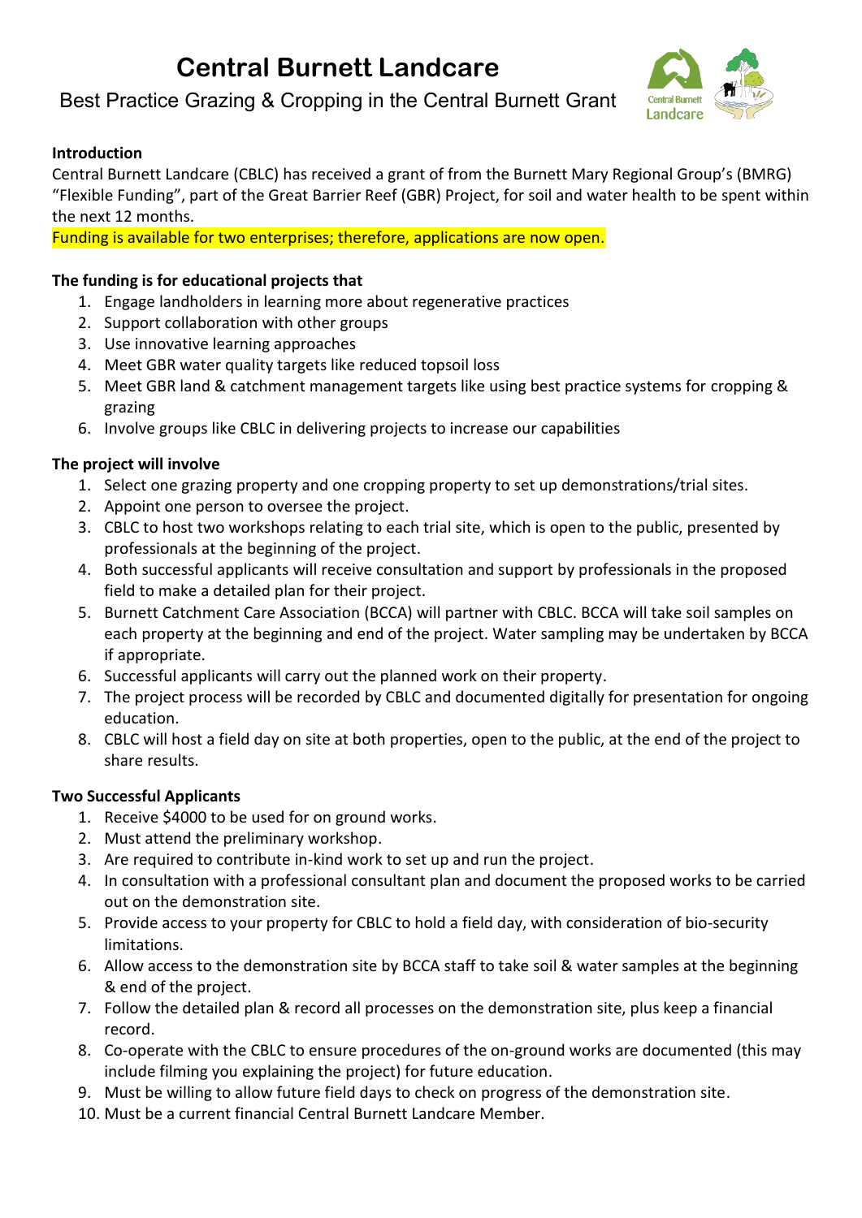# Central Burnett Landcare

## Best Practice Grazing & Cropping in the Central Burnett Grant

**Introduction**

Central Burnett Landcare (CBLC) has received a grant of from the Burnett Mary Regional Group's (BMRG) "Flexible Funding", part of the Great Barrier Reef (GBR) Project, for soil and water health to be spent within the next 12 months.

Funding is available for two enterprises; therefore, applications are now open.

**The funding is for educational projects that**

1. Engage landholders in learning more about regenerative practices
2. Support collaboration with other groups
3. Use innovative learning approaches
4. Meet GBR water quality targets like reduced topsoil loss
5. Meet GBR land & catchment management targets like using best practice systems for cropping & grazing
6. Involve groups like CBLC in delivering projects to increase our capabilities

**The project will involve**

1. Select one grazing property and one cropping property to set up demonstrations/trial sites.
2. Appoint one person to oversee the project.
3. CBLC to host two workshops relating to each trial site, which is open to the public, presented by professionals at the beginning of the project.
4. Both successful applicants will receive consultation and support by professionals in the proposed field to make a detailed plan for their project.
5. Burnett Catchment Care Association (BCCA) will partner with CBLC. BCCA will take soil samples on each property at the beginning and end of the project. Water sampling may be undertaken by BCCA if appropriate.
6. Successful applicants will carry out the planned work on their property.
7. The project process will be recorded by CBLC and documented digitally for presentation for ongoing education.
8. CBLC will host a field day on site at both properties, open to the public, at the end of the project to share results.

**Two Successful Applicants**

1. Receive $4000 to be used for on ground works.
2. Must attend the preliminary workshop.
3. Are required to contribute in-kind work to set up and run the project.
4. In consultation with a professional consultant plan and document the proposed works to be carried out on the demonstration site.
5. Provide access to your property for CBLC to hold a field day, with consideration of bio-security limitations.
6. Allow access to the demonstration site by BCCA staff to take soil & water samples at the beginning & end of the project.
7. Follow the detailed plan & record all processes on the demonstration site, plus keep a financial record.
8. Co-operate with the CBLC to ensure procedures of the on-ground works are documented (this may include filming you explaining the project) for future education.
9. Must be willing to allow future field days to check on progress of the demonstration site.
10. Must be a current financial Central Burnett Landcare Member.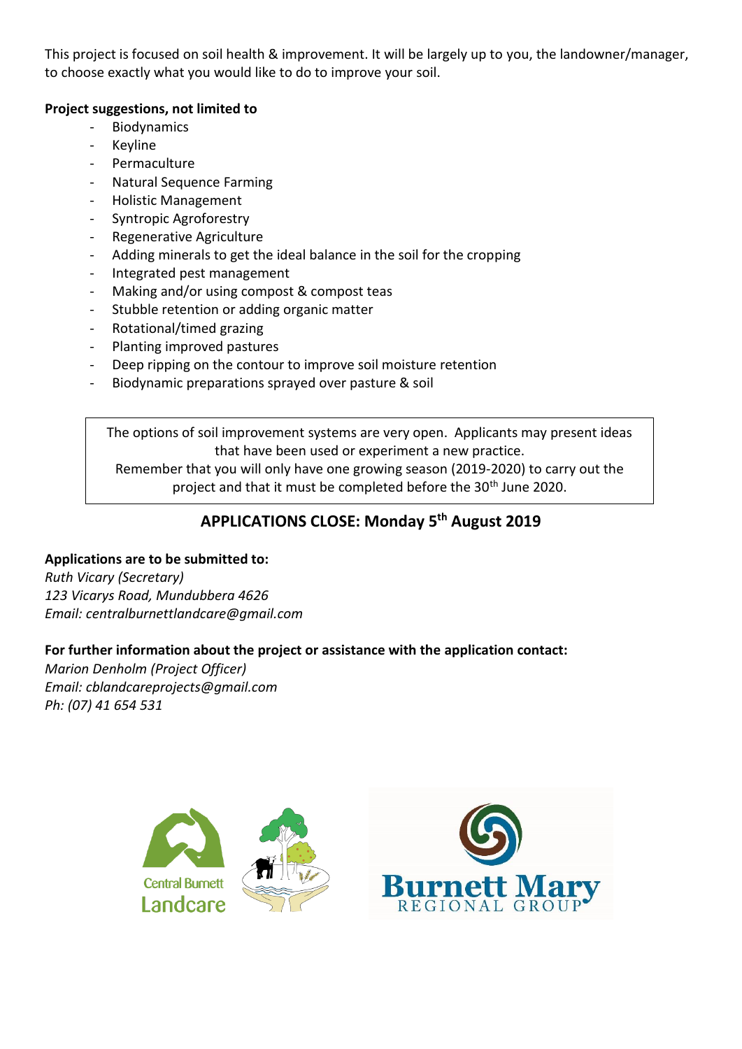This project is focused on soil health & improvement. It will be largely up to you, the landowner/manager, to choose exactly what you would like to do to improve your soil.

**Project suggestions, not limited to**

- Biodynamics
- Keyline
- Permaculture
- Natural Sequence Farming
- Holistic Management
- Syntropic Agroforestry
- Regenerative Agriculture
- Adding minerals to get the ideal balance in the soil for the cropping
- Integrated pest management
- Making and/or using compost & compost teas
- Stubble retention or adding organic matter
- Rotational/timed grazing
- Planting improved pastures
- Deep ripping on the contour to improve soil moisture retention
- Biodynamic preparations sprayed over pasture & soil

The options of soil improvement systems are very open. Applicants may present ideas that have been used or experiment a new practice.
Remember that you will only have one growing season (2019-2020) to carry out the project and that it must be completed before the 30th June 2020.

## APPLICATIONS CLOSE: Monday 5th August 2019

**Applications are to be submitted to:**
*Ruth Vicary (Secretary)*
*123 Vicarys Road, Mundubbera 4626*
*Email: centralburnettlandcare@gmail.com*

**For further information about the project or assistance with the application contact:**
*Marion Denholm (Project Officer)*
*Email: cblandcareprojects@gmail.com*
*Ph: (07) 41 654 531*

Central Burnett Landcare

Burnett Mary REGIONAL GROUP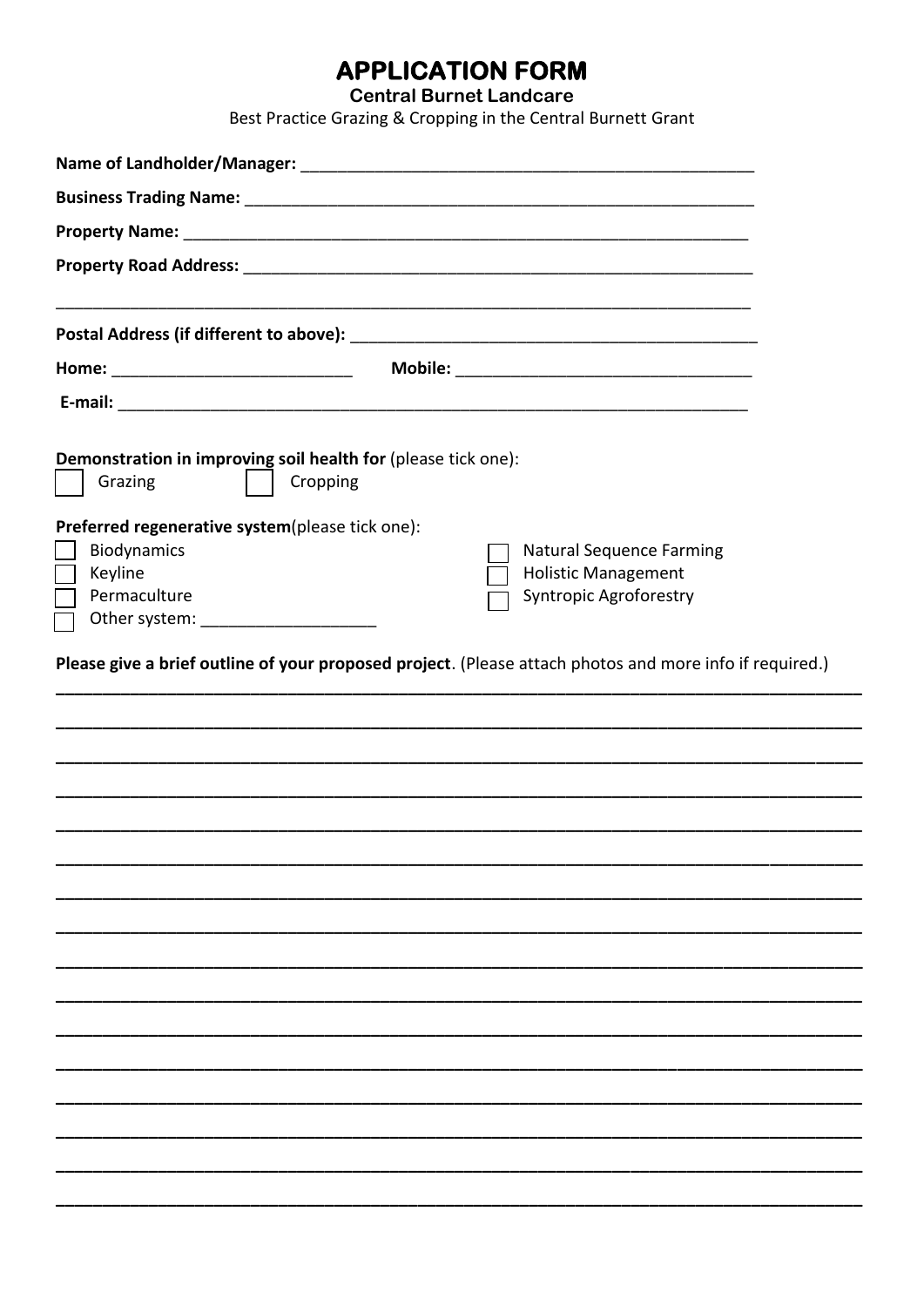# APPLICATION FORM

**Central Burnet Landcare**

Best Practice Grazing & Cropping in the Central Burnett Grant

**Name of Landholder/Manager:** ___________________________________________________

**Business Trading Name:** _______________________________________________________

**Property Name:** ______________________________________________________________

**Property Road Address:** _______________________________________________________

_______________________________________________________________________________

**Postal Address (if different to above):** _______________________________________________

**Home:** __________________________ **Mobile:** ________________________________

**E-mail:** _____________________________________________________________________

**Demonstration in improving soil health for** (please tick one):

☐ Grazing ☐ Cropping

**Preferred regenerative system**(please tick one):

☐ Biodynamics
☐ Keyline
☐ Permaculture
☐ Other system: ___________________
☐ Natural Sequence Farming
☐ Holistic Management
☐ Syntropic Agroforestry

**Please give a brief outline of your proposed project**. (Please attach photos and more info if required.)

_______________________________________________________________________________

_______________________________________________________________________________

_______________________________________________________________________________

_______________________________________________________________________________

_______________________________________________________________________________

_______________________________________________________________________________

_______________________________________________________________________________

_______________________________________________________________________________

_______________________________________________________________________________

_______________________________________________________________________________

_______________________________________________________________________________

_______________________________________________________________________________

_______________________________________________________________________________

_______________________________________________________________________________

_______________________________________________________________________________

_______________________________________________________________________________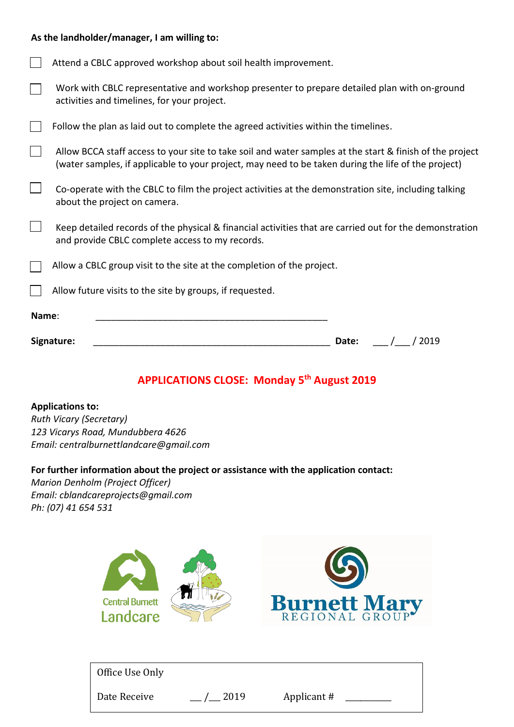**As the landholder/manager, I am willing to:**

- ☐ Attend a CBLC approved workshop about soil health improvement.
- ☐ Work with CBLC representative and workshop presenter to prepare detailed plan with on-ground activities and timelines, for your project.
- ☐ Follow the plan as laid out to complete the agreed activities within the timelines.
- ☐ Allow BCCA staff access to your site to take soil and water samples at the start & finish of the project (water samples, if applicable to your project, may need to be taken during the life of the project)
- ☐ Co-operate with the CBLC to film the project activities at the demonstration site, including talking about the project on camera.
- ☐ Keep detailed records of the physical & financial activities that are carried out for the demonstration and provide CBLC complete access to my records.
- ☐ Allow a CBLC group visit to the site at the completion of the project.
- ☐ Allow future visits to the site by groups, if requested.

**Name**: ______________________________________________

**Signature:** ______________________________________________ **Date:** ___/___/ 2019

**APPLICATIONS CLOSE: Monday 5th August 2019**

**Applications to:**
*Ruth Vicary (Secretary)*
*123 Vicarys Road, Mundubbera 4626*
*Email: centralburnettlandcare@gmail.com*

**For further information about the project or assistance with the application contact:**
*Marion Denholm (Project Officer)*
*Email: cblandcareprojects@gmail.com*
*Ph: (07) 41 654 531*

Central Burnett Landcare

Burnett Mary REGIONAL GROUP

| | | | |
|---|---|---|---|
| Office Use Only | | | |
| Date Receive | __/__ 2019 | Applicant # | _________ |